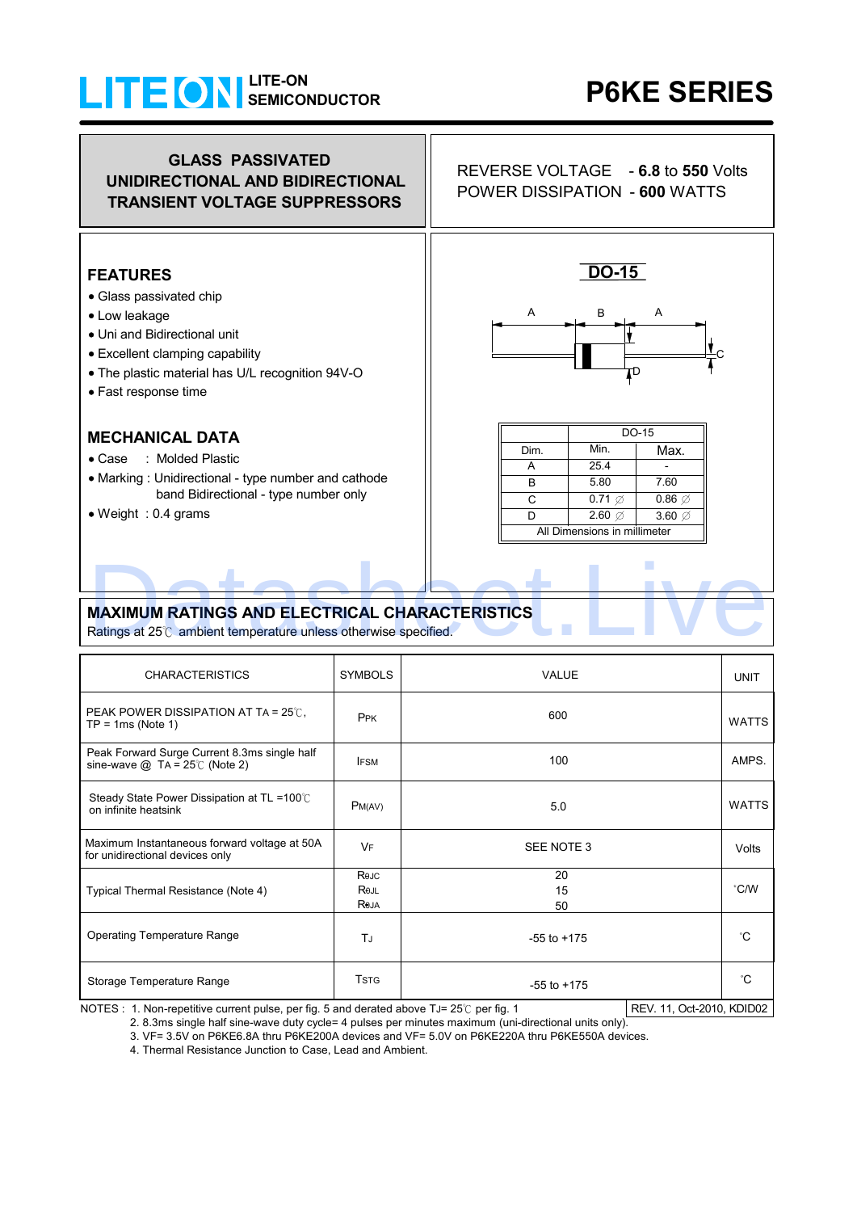# LITE-ON SEMICONDUCTOR

# P6KE SERIES

## GLASS PASSIVATED UNIDIRECTIONAL AND BIDIRECTIONAL TRANSIENT VOLTAGE SUPPRESSORS

REVERSE VOLTAGE - **6.8** to **550** Volts
POWER DISSIPATION - **600** WATTS

## FEATURES

- Glass passivated chip
- Low leakage
- Uni and Bidirectional unit
- Excellent clamping capability
- The plastic material has U/L recognition 94V-O
- Fast response time

## MECHANICAL DATA

- Case : Molded Plastic
- Marking : Unidirectional - type number and cathode band Bidirectional - type number only
- Weight : 0.4 grams

## DO-15

| Dim. | Min. | Max. |
|---|---|---|
| A | 25.4 | - |
| B | 5.80 | 7.60 |
| C | 0.71 ∅ | 0.86 ∅ |
| D | 2.60 ∅ | 3.60 ∅ |

All Dimensions in millimeter

## MAXIMUM RATINGS AND ELECTRICAL CHARACTERISTICS

Ratings at 25℃ ambient temperature unless otherwise specified.

| CHARACTERISTICS | SYMBOLS | VALUE | UNIT |
|---|---|---|---|
| PEAK POWER DISSIPATION AT TA = 25℃, TP = 1ms (Note 1) | $P_{PK}$ | 600 | WATTS |
| Peak Forward Surge Current 8.3ms single half sine-wave @ TA = 25℃ (Note 2) | $I_{FSM}$ | 100 | AMPS. |
| Steady State Power Dissipation at TL =100℃ on infinite heatsink | $P_{M(AV)}$ | 5.0 | WATTS |
| Maximum Instantaneous forward voltage at 50A for unidirectional devices only | $V_F$ | SEE NOTE 3 | Volts |
| Typical Thermal Resistance (Note 4) | $R_{\theta JC}$<br>$R_{\theta JL}$<br>$R_{\theta JA}$ | 20<br>15<br>50 | °C/W |
| Operating Temperature Range | $T_J$ | -55 to +175 | °C |
| Storage Temperature Range | $T_{STG}$ | -55 to +175 | °C |

NOTES :
1. Non-repetitive current pulse, per fig. 5 and derated above TJ= 25℃ per fig. 1
2. 8.3ms single half sine-wave duty cycle= 4 pulses per minutes maximum (uni-directional units only).
3. VF= 3.5V on P6KE6.8A thru P6KE200A devices and VF= 5.0V on P6KE220A thru P6KE550A devices.
4. Thermal Resistance Junction to Case, Lead and Ambient.

REV. 11, Oct-2010, KDID02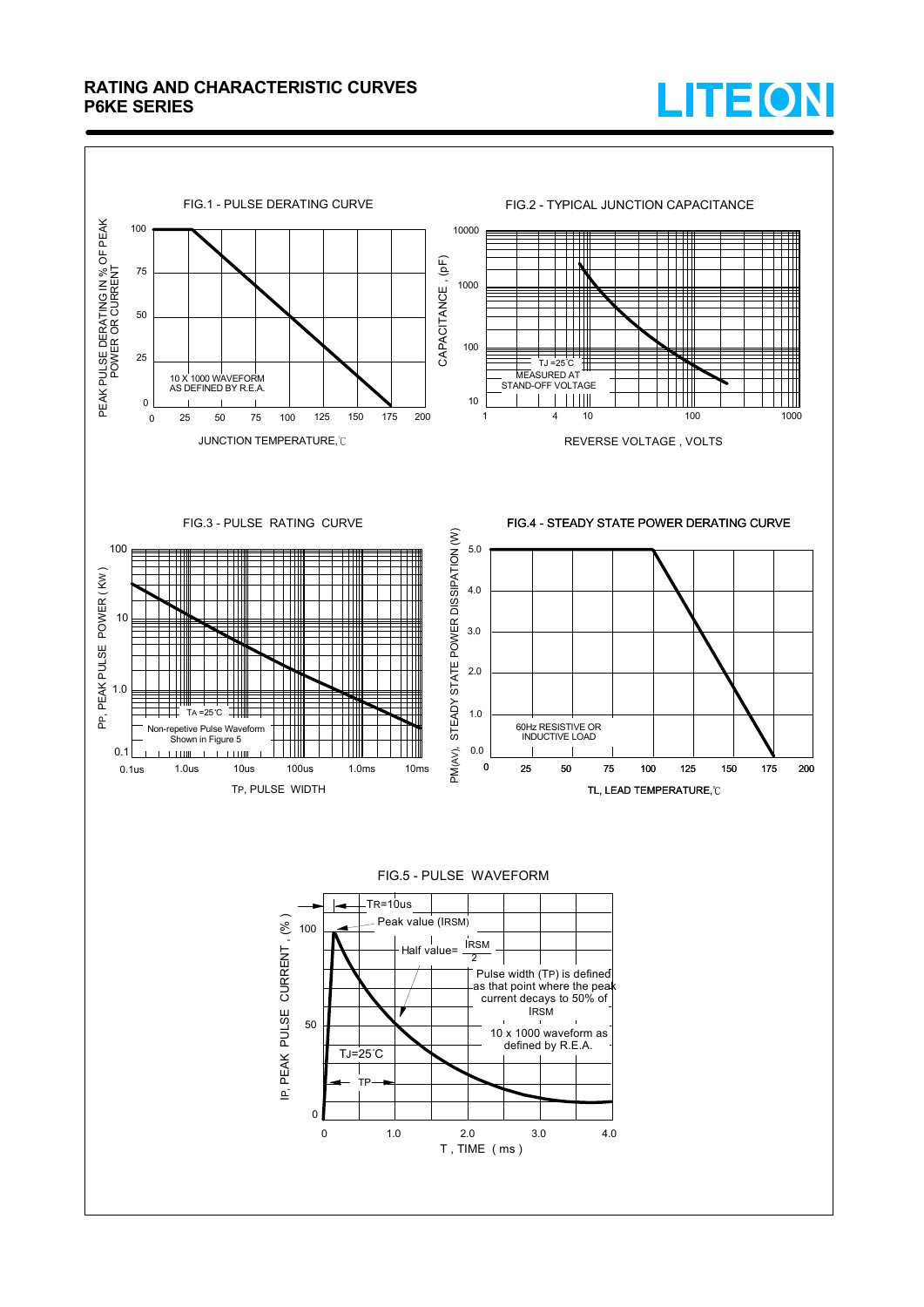# RATING AND CHARACTERISTIC CURVES
## P6KE SERIES

**FIG.1 - PULSE DERATING CURVE**

PEAK PULSE DERATING IN % OF PEAK POWER OR CURRENT

10 X 1000 WAVEFORM AS DEFINED BY R.E.A.

JUNCTION TEMPERATURE, ℃

**FIG.2 - TYPICAL JUNCTION CAPACITANCE**

CAPACITANCE , (pF)

TJ =25℃
MEASURED AT STAND-OFF VOLTAGE

REVERSE VOLTAGE , VOLTS

**FIG.3 - PULSE RATING CURVE**

PP, PEAK PULSE POWER ( KW )

TA =25℃
Non-repetive Pulse Waveform Shown in Figure 5

TP, PULSE WIDTH

**FIG.4 - STEADY STATE POWER DERATING CURVE**

PM(AV), STEADY STATE POWER DISSIPATION (W)

60Hz RESISTIVE OR INDUCTIVE LOAD

TL, LEAD TEMPERATURE,℃

**FIG.5 - PULSE WAVEFORM**

IP, PEAK PULSE CURRENT , (% )

TR=10us

Peak value (IRSM)

Half value= IRSM / 2

Pulse width (TP) is defined as that point where the peak current decays to 50% of IRSM

10 x 1000 waveform as defined by R.E.A.

TJ=25℃

TP

T , TIME ( ms )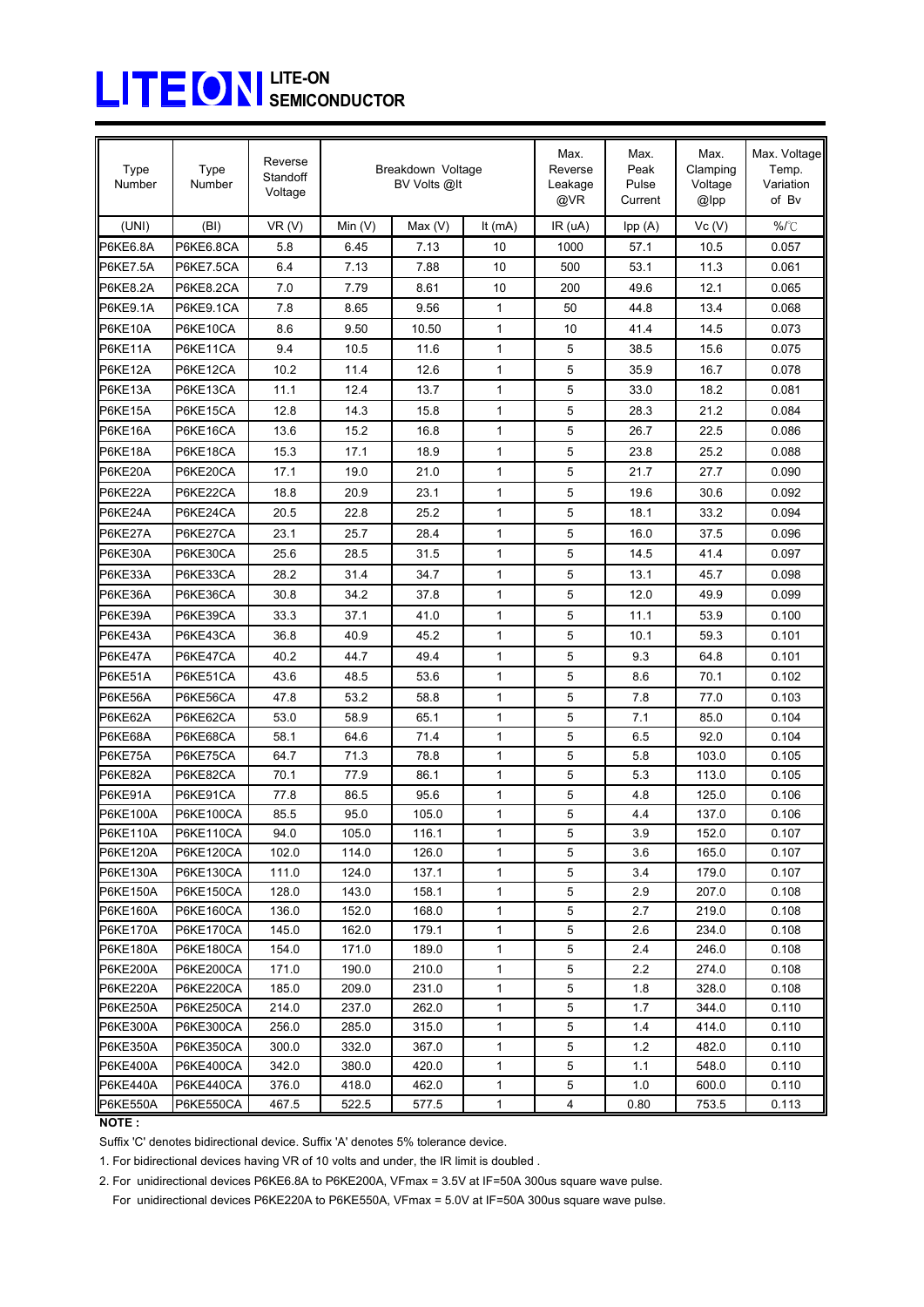# LITE-ON SEMICONDUCTOR

| Type Number | Type Number | Reverse Standoff Voltage | Breakdown Voltage BV Volts @It | | | Max. Reverse Leakage @VR | Max. Peak Pulse Current | Max. Clamping Voltage @Ipp | Max. Voltage Temp. Variation of Bv |
|---|---|---|---|---|---|---|---|---|---|
| (UNI) | (BI) | VR (V) | Min (V) | Max (V) | It (mA) | IR (uA) | Ipp (A) | Vc (V) | %/℃ |
| P6KE6.8A | P6KE6.8CA | 5.8 | 6.45 | 7.13 | 10 | 1000 | 57.1 | 10.5 | 0.057 |
| P6KE7.5A | P6KE7.5CA | 6.4 | 7.13 | 7.88 | 10 | 500 | 53.1 | 11.3 | 0.061 |
| P6KE8.2A | P6KE8.2CA | 7.0 | 7.79 | 8.61 | 10 | 200 | 49.6 | 12.1 | 0.065 |
| P6KE9.1A | P6KE9.1CA | 7.8 | 8.65 | 9.56 | 1 | 50 | 44.8 | 13.4 | 0.068 |
| P6KE10A | P6KE10CA | 8.6 | 9.50 | 10.50 | 1 | 10 | 41.4 | 14.5 | 0.073 |
| P6KE11A | P6KE11CA | 9.4 | 10.5 | 11.6 | 1 | 5 | 38.5 | 15.6 | 0.075 |
| P6KE12A | P6KE12CA | 10.2 | 11.4 | 12.6 | 1 | 5 | 35.9 | 16.7 | 0.078 |
| P6KE13A | P6KE13CA | 11.1 | 12.4 | 13.7 | 1 | 5 | 33.0 | 18.2 | 0.081 |
| P6KE15A | P6KE15CA | 12.8 | 14.3 | 15.8 | 1 | 5 | 28.3 | 21.2 | 0.084 |
| P6KE16A | P6KE16CA | 13.6 | 15.2 | 16.8 | 1 | 5 | 26.7 | 22.5 | 0.086 |
| P6KE18A | P6KE18CA | 15.3 | 17.1 | 18.9 | 1 | 5 | 23.8 | 25.2 | 0.088 |
| P6KE20A | P6KE20CA | 17.1 | 19.0 | 21.0 | 1 | 5 | 21.7 | 27.7 | 0.090 |
| P6KE22A | P6KE22CA | 18.8 | 20.9 | 23.1 | 1 | 5 | 19.6 | 30.6 | 0.092 |
| P6KE24A | P6KE24CA | 20.5 | 22.8 | 25.2 | 1 | 5 | 18.1 | 33.2 | 0.094 |
| P6KE27A | P6KE27CA | 23.1 | 25.7 | 28.4 | 1 | 5 | 16.0 | 37.5 | 0.096 |
| P6KE30A | P6KE30CA | 25.6 | 28.5 | 31.5 | 1 | 5 | 14.5 | 41.4 | 0.097 |
| P6KE33A | P6KE33CA | 28.2 | 31.4 | 34.7 | 1 | 5 | 13.1 | 45.7 | 0.098 |
| P6KE36A | P6KE36CA | 30.8 | 34.2 | 37.8 | 1 | 5 | 12.0 | 49.9 | 0.099 |
| P6KE39A | P6KE39CA | 33.3 | 37.1 | 41.0 | 1 | 5 | 11.1 | 53.9 | 0.100 |
| P6KE43A | P6KE43CA | 36.8 | 40.9 | 45.2 | 1 | 5 | 10.1 | 59.3 | 0.101 |
| P6KE47A | P6KE47CA | 40.2 | 44.7 | 49.4 | 1 | 5 | 9.3 | 64.8 | 0.101 |
| P6KE51A | P6KE51CA | 43.6 | 48.5 | 53.6 | 1 | 5 | 8.6 | 70.1 | 0.102 |
| P6KE56A | P6KE56CA | 47.8 | 53.2 | 58.8 | 1 | 5 | 7.8 | 77.0 | 0.103 |
| P6KE62A | P6KE62CA | 53.0 | 58.9 | 65.1 | 1 | 5 | 7.1 | 85.0 | 0.104 |
| P6KE68A | P6KE68CA | 58.1 | 64.6 | 71.4 | 1 | 5 | 6.5 | 92.0 | 0.104 |
| P6KE75A | P6KE75CA | 64.7 | 71.3 | 78.8 | 1 | 5 | 5.8 | 103.0 | 0.105 |
| P6KE82A | P6KE82CA | 70.1 | 77.9 | 86.1 | 1 | 5 | 5.3 | 113.0 | 0.105 |
| P6KE91A | P6KE91CA | 77.8 | 86.5 | 95.6 | 1 | 5 | 4.8 | 125.0 | 0.106 |
| P6KE100A | P6KE100CA | 85.5 | 95.0 | 105.0 | 1 | 5 | 4.4 | 137.0 | 0.106 |
| P6KE110A | P6KE110CA | 94.0 | 105.0 | 116.1 | 1 | 5 | 3.9 | 152.0 | 0.107 |
| P6KE120A | P6KE120CA | 102.0 | 114.0 | 126.0 | 1 | 5 | 3.6 | 165.0 | 0.107 |
| P6KE130A | P6KE130CA | 111.0 | 124.0 | 137.1 | 1 | 5 | 3.4 | 179.0 | 0.107 |
| P6KE150A | P6KE150CA | 128.0 | 143.0 | 158.1 | 1 | 5 | 2.9 | 207.0 | 0.108 |
| P6KE160A | P6KE160CA | 136.0 | 152.0 | 168.0 | 1 | 5 | 2.7 | 219.0 | 0.108 |
| P6KE170A | P6KE170CA | 145.0 | 162.0 | 179.1 | 1 | 5 | 2.6 | 234.0 | 0.108 |
| P6KE180A | P6KE180CA | 154.0 | 171.0 | 189.0 | 1 | 5 | 2.4 | 246.0 | 0.108 |
| P6KE200A | P6KE200CA | 171.0 | 190.0 | 210.0 | 1 | 5 | 2.2 | 274.0 | 0.108 |
| P6KE220A | P6KE220CA | 185.0 | 209.0 | 231.0 | 1 | 5 | 1.8 | 328.0 | 0.108 |
| P6KE250A | P6KE250CA | 214.0 | 237.0 | 262.0 | 1 | 5 | 1.7 | 344.0 | 0.110 |
| P6KE300A | P6KE300CA | 256.0 | 285.0 | 315.0 | 1 | 5 | 1.4 | 414.0 | 0.110 |
| P6KE350A | P6KE350CA | 300.0 | 332.0 | 367.0 | 1 | 5 | 1.2 | 482.0 | 0.110 |
| P6KE400A | P6KE400CA | 342.0 | 380.0 | 420.0 | 1 | 5 | 1.1 | 548.0 | 0.110 |
| P6KE440A | P6KE440CA | 376.0 | 418.0 | 462.0 | 1 | 5 | 1.0 | 600.0 | 0.110 |
| P6KE550A | P6KE550CA | 467.5 | 522.5 | 577.5 | 1 | 4 | 0.80 | 753.5 | 0.113 |

**NOTE :**

Suffix 'C' denotes bidirectional device. Suffix 'A' denotes 5% tolerance device.

1. For bidirectional devices having VR of 10 volts and under, the IR limit is doubled .
2. For unidirectional devices P6KE6.8A to P6KE200A, VFmax = 3.5V at IF=50A 300us square wave pulse.
   For unidirectional devices P6KE220A to P6KE550A, VFmax = 5.0V at IF=50A 300us square wave pulse.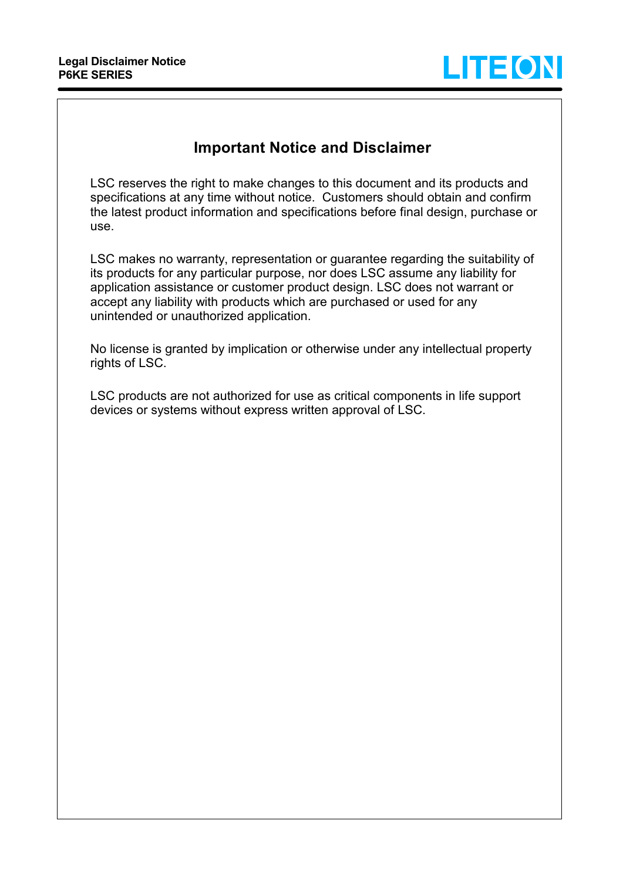## Important Notice and Disclaimer

LSC reserves the right to make changes to this document and its products and specifications at any time without notice. Customers should obtain and confirm the latest product information and specifications before final design, purchase or use.

LSC makes no warranty, representation or guarantee regarding the suitability of its products for any particular purpose, nor does LSC assume any liability for application assistance or customer product design. LSC does not warrant or accept any liability with products which are purchased or used for any unintended or unauthorized application.

No license is granted by implication or otherwise under any intellectual property rights of LSC.

LSC products are not authorized for use as critical components in life support devices or systems without express written approval of LSC.